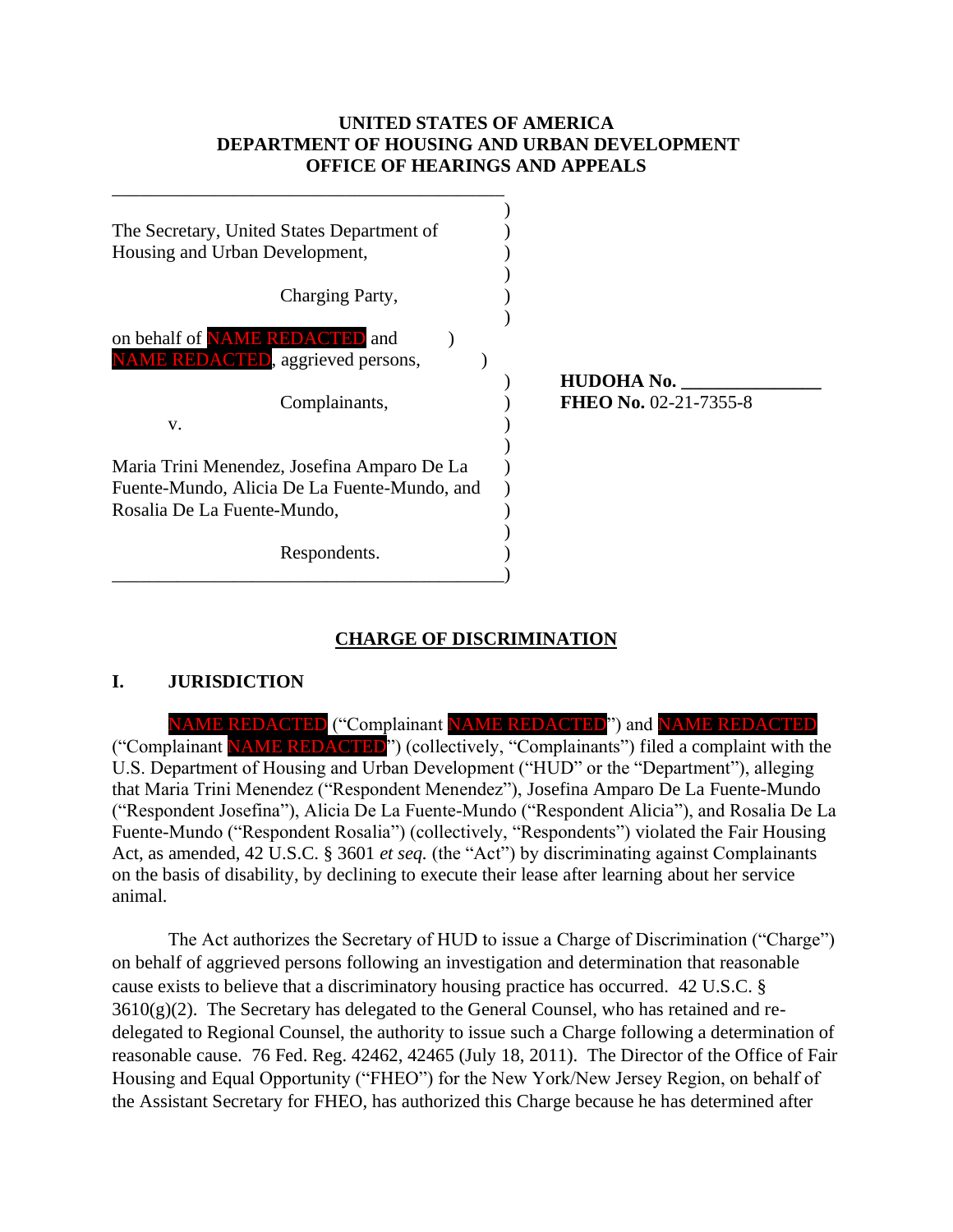**UNITED STATES OF AMERICA**
**DEPARTMENT OF HOUSING AND URBAN DEVELOPMENT**
**OFFICE OF HEARINGS AND APPEALS**

The Secretary, United States Department of Housing and Urban Development,

Charging Party,

on behalf of NAME REDACTED and NAME REDACTED, aggrieved persons,

Complainants,

v.

Maria Trini Menendez, Josefina Amparo De La Fuente-Mundo, Alicia De La Fuente-Mundo, and Rosalia De La Fuente-Mundo,

Respondents.

**HUDOHA No. _______________**
**FHEO No.** 02-21-7355-8

## CHARGE OF DISCRIMINATION

### I. JURISDICTION

NAME REDACTED ("Complainant NAME REDACTED") and NAME REDACTED ("Complainant NAME REDACTED") (collectively, "Complainants") filed a complaint with the U.S. Department of Housing and Urban Development ("HUD" or the "Department"), alleging that Maria Trini Menendez ("Respondent Menendez"), Josefina Amparo De La Fuente-Mundo ("Respondent Josefina"), Alicia De La Fuente-Mundo ("Respondent Alicia"), and Rosalia De La Fuente-Mundo ("Respondent Rosalia") (collectively, "Respondents") violated the Fair Housing Act, as amended, 42 U.S.C. § 3601 *et seq.* (the "Act") by discriminating against Complainants on the basis of disability, by declining to execute their lease after learning about her service animal.

The Act authorizes the Secretary of HUD to issue a Charge of Discrimination ("Charge") on behalf of aggrieved persons following an investigation and determination that reasonable cause exists to believe that a discriminatory housing practice has occurred. 42 U.S.C. § 3610(g)(2). The Secretary has delegated to the General Counsel, who has retained and re-delegated to Regional Counsel, the authority to issue such a Charge following a determination of reasonable cause. 76 Fed. Reg. 42462, 42465 (July 18, 2011). The Director of the Office of Fair Housing and Equal Opportunity ("FHEO") for the New York/New Jersey Region, on behalf of the Assistant Secretary for FHEO, has authorized this Charge because he has determined after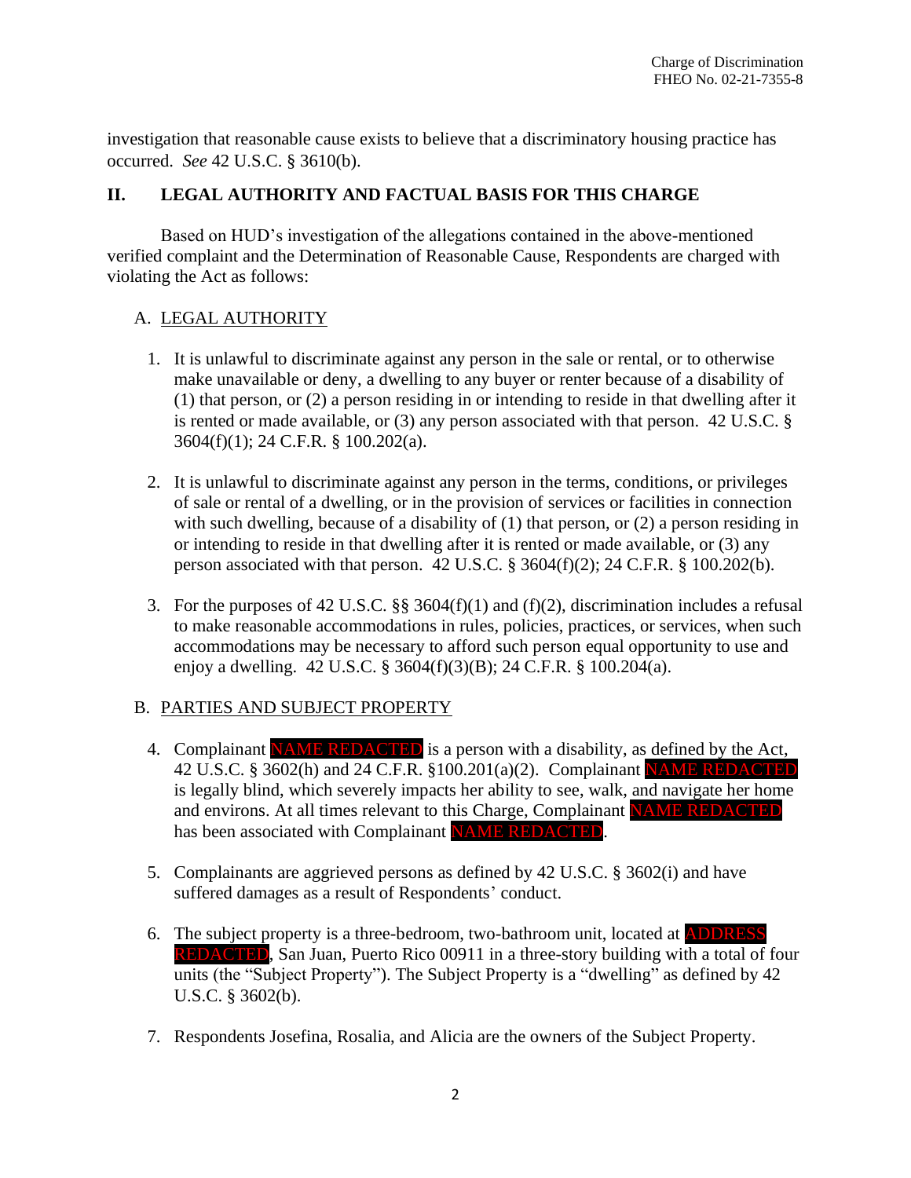investigation that reasonable cause exists to believe that a discriminatory housing practice has occurred. *See* 42 U.S.C. § 3610(b).

## II. LEGAL AUTHORITY AND FACTUAL BASIS FOR THIS CHARGE

Based on HUD's investigation of the allegations contained in the above-mentioned verified complaint and the Determination of Reasonable Cause, Respondents are charged with violating the Act as follows:

### A. LEGAL AUTHORITY

1. It is unlawful to discriminate against any person in the sale or rental, or to otherwise make unavailable or deny, a dwelling to any buyer or renter because of a disability of (1) that person, or (2) a person residing in or intending to reside in that dwelling after it is rented or made available, or (3) any person associated with that person. 42 U.S.C. § 3604(f)(1); 24 C.F.R. § 100.202(a).

2. It is unlawful to discriminate against any person in the terms, conditions, or privileges of sale or rental of a dwelling, or in the provision of services or facilities in connection with such dwelling, because of a disability of (1) that person, or (2) a person residing in or intending to reside in that dwelling after it is rented or made available, or (3) any person associated with that person. 42 U.S.C. § 3604(f)(2); 24 C.F.R. § 100.202(b).

3. For the purposes of 42 U.S.C. §§ 3604(f)(1) and (f)(2), discrimination includes a refusal to make reasonable accommodations in rules, policies, practices, or services, when such accommodations may be necessary to afford such person equal opportunity to use and enjoy a dwelling. 42 U.S.C. § 3604(f)(3)(B); 24 C.F.R. § 100.204(a).

### B. PARTIES AND SUBJECT PROPERTY

4. Complainant NAME REDACTED is a person with a disability, as defined by the Act, 42 U.S.C. § 3602(h) and 24 C.F.R. §100.201(a)(2). Complainant NAME REDACTED is legally blind, which severely impacts her ability to see, walk, and navigate her home and environs. At all times relevant to this Charge, Complainant NAME REDACTED has been associated with Complainant NAME REDACTED.

5. Complainants are aggrieved persons as defined by 42 U.S.C. § 3602(i) and have suffered damages as a result of Respondents' conduct.

6. The subject property is a three-bedroom, two-bathroom unit, located at ADDRESS REDACTED, San Juan, Puerto Rico 00911 in a three-story building with a total of four units (the "Subject Property"). The Subject Property is a "dwelling" as defined by 42 U.S.C. § 3602(b).

7. Respondents Josefina, Rosalia, and Alicia are the owners of the Subject Property.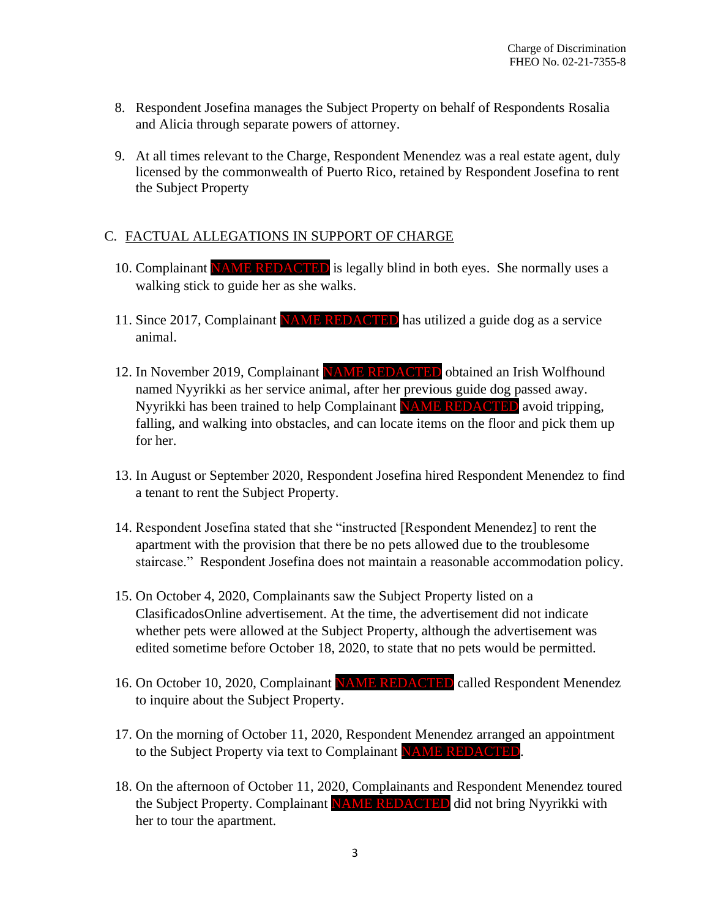8. Respondent Josefina manages the Subject Property on behalf of Respondents Rosalia and Alicia through separate powers of attorney.

9. At all times relevant to the Charge, Respondent Menendez was a real estate agent, duly licensed by the commonwealth of Puerto Rico, retained by Respondent Josefina to rent the Subject Property

## C. FACTUAL ALLEGATIONS IN SUPPORT OF CHARGE

10. Complainant NAME REDACTED is legally blind in both eyes. She normally uses a walking stick to guide her as she walks.

11. Since 2017, Complainant NAME REDACTED has utilized a guide dog as a service animal.

12. In November 2019, Complainant NAME REDACTED obtained an Irish Wolfhound named Nyyrikki as her service animal, after her previous guide dog passed away. Nyyrikki has been trained to help Complainant NAME REDACTED avoid tripping, falling, and walking into obstacles, and can locate items on the floor and pick them up for her.

13. In August or September 2020, Respondent Josefina hired Respondent Menendez to find a tenant to rent the Subject Property.

14. Respondent Josefina stated that she "instructed [Respondent Menendez] to rent the apartment with the provision that there be no pets allowed due to the troublesome staircase." Respondent Josefina does not maintain a reasonable accommodation policy.

15. On October 4, 2020, Complainants saw the Subject Property listed on a ClasificadosOnline advertisement. At the time, the advertisement did not indicate whether pets were allowed at the Subject Property, although the advertisement was edited sometime before October 18, 2020, to state that no pets would be permitted.

16. On October 10, 2020, Complainant NAME REDACTED called Respondent Menendez to inquire about the Subject Property.

17. On the morning of October 11, 2020, Respondent Menendez arranged an appointment to the Subject Property via text to Complainant NAME REDACTED.

18. On the afternoon of October 11, 2020, Complainants and Respondent Menendez toured the Subject Property. Complainant NAME REDACTED did not bring Nyyrikki with her to tour the apartment.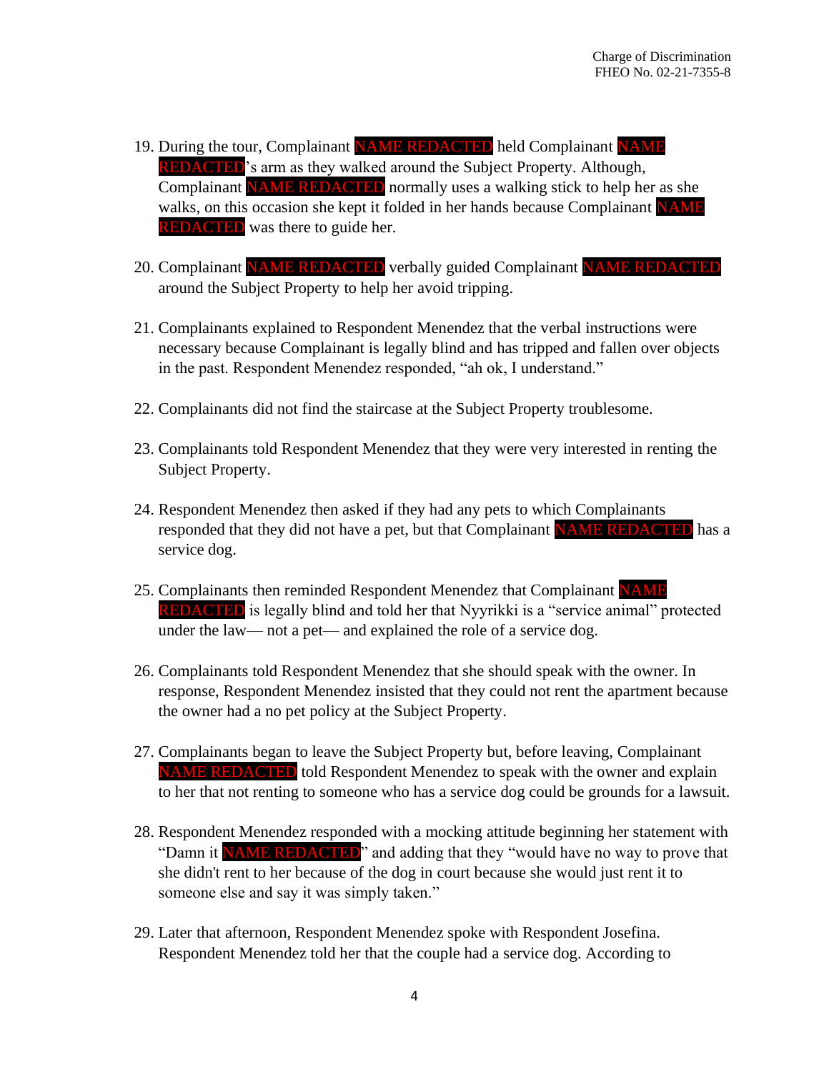19. During the tour, Complainant NAME REDACTED held Complainant NAME REDACTED's arm as they walked around the Subject Property. Although, Complainant NAME REDACTED normally uses a walking stick to help her as she walks, on this occasion she kept it folded in her hands because Complainant NAME REDACTED was there to guide her.

20. Complainant NAME REDACTED verbally guided Complainant NAME REDACTED around the Subject Property to help her avoid tripping.

21. Complainants explained to Respondent Menendez that the verbal instructions were necessary because Complainant is legally blind and has tripped and fallen over objects in the past. Respondent Menendez responded, "ah ok, I understand."

22. Complainants did not find the staircase at the Subject Property troublesome.

23. Complainants told Respondent Menendez that they were very interested in renting the Subject Property.

24. Respondent Menendez then asked if they had any pets to which Complainants responded that they did not have a pet, but that Complainant NAME REDACTED has a service dog.

25. Complainants then reminded Respondent Menendez that Complainant NAME REDACTED is legally blind and told her that Nyyrikki is a "service animal" protected under the law— not a pet— and explained the role of a service dog.

26. Complainants told Respondent Menendez that she should speak with the owner. In response, Respondent Menendez insisted that they could not rent the apartment because the owner had a no pet policy at the Subject Property.

27. Complainants began to leave the Subject Property but, before leaving, Complainant NAME REDACTED told Respondent Menendez to speak with the owner and explain to her that not renting to someone who has a service dog could be grounds for a lawsuit.

28. Respondent Menendez responded with a mocking attitude beginning her statement with "Damn it NAME REDACTED" and adding that they "would have no way to prove that she didn't rent to her because of the dog in court because she would just rent it to someone else and say it was simply taken."

29. Later that afternoon, Respondent Menendez spoke with Respondent Josefina. Respondent Menendez told her that the couple had a service dog. According to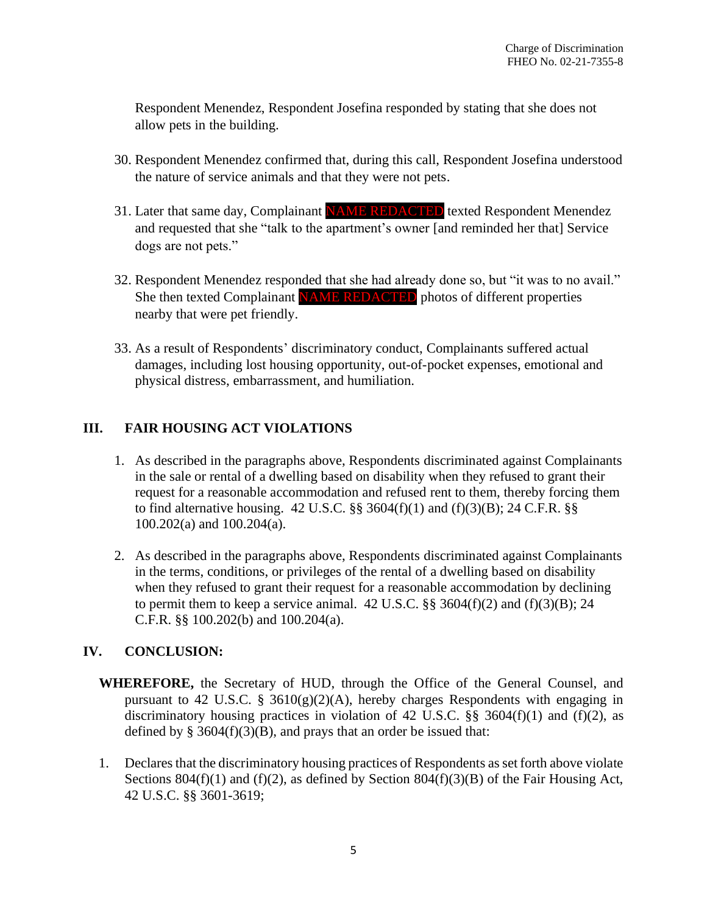Respondent Menendez, Respondent Josefina responded by stating that she does not allow pets in the building.

30. Respondent Menendez confirmed that, during this call, Respondent Josefina understood the nature of service animals and that they were not pets.

31. Later that same day, Complainant NAME REDACTED texted Respondent Menendez and requested that she "talk to the apartment's owner [and reminded her that] Service dogs are not pets."

32. Respondent Menendez responded that she had already done so, but "it was to no avail." She then texted Complainant NAME REDACTED photos of different properties nearby that were pet friendly.

33. As a result of Respondents' discriminatory conduct, Complainants suffered actual damages, including lost housing opportunity, out-of-pocket expenses, emotional and physical distress, embarrassment, and humiliation.

## III. FAIR HOUSING ACT VIOLATIONS

1. As described in the paragraphs above, Respondents discriminated against Complainants in the sale or rental of a dwelling based on disability when they refused to grant their request for a reasonable accommodation and refused rent to them, thereby forcing them to find alternative housing. 42 U.S.C. §§ 3604(f)(1) and (f)(3)(B); 24 C.F.R. §§ 100.202(a) and 100.204(a).

2. As described in the paragraphs above, Respondents discriminated against Complainants in the terms, conditions, or privileges of the rental of a dwelling based on disability when they refused to grant their request for a reasonable accommodation by declining to permit them to keep a service animal. 42 U.S.C. §§ 3604(f)(2) and (f)(3)(B); 24 C.F.R. §§ 100.202(b) and 100.204(a).

## IV. CONCLUSION:

**WHEREFORE,** the Secretary of HUD, through the Office of the General Counsel, and pursuant to 42 U.S.C. § 3610(g)(2)(A), hereby charges Respondents with engaging in discriminatory housing practices in violation of 42 U.S.C. §§ 3604(f)(1) and (f)(2), as defined by § 3604(f)(3)(B), and prays that an order be issued that:

1. Declares that the discriminatory housing practices of Respondents as set forth above violate Sections 804(f)(1) and (f)(2), as defined by Section 804(f)(3)(B) of the Fair Housing Act, 42 U.S.C. §§ 3601-3619;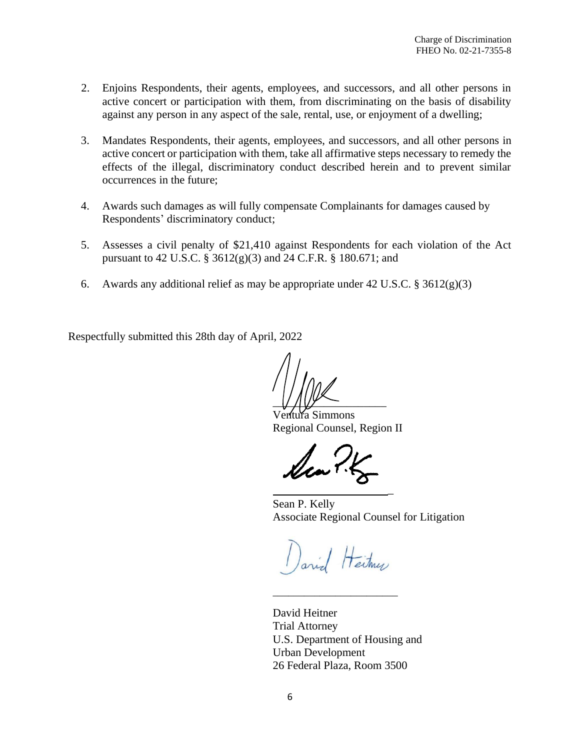2. Enjoins Respondents, their agents, employees, and successors, and all other persons in active concert or participation with them, from discriminating on the basis of disability against any person in any aspect of the sale, rental, use, or enjoyment of a dwelling;

3. Mandates Respondents, their agents, employees, and successors, and all other persons in active concert or participation with them, take all affirmative steps necessary to remedy the effects of the illegal, discriminatory conduct described herein and to prevent similar occurrences in the future;

4. Awards such damages as will fully compensate Complainants for damages caused by Respondents' discriminatory conduct;

5. Assesses a civil penalty of $21,410 against Respondents for each violation of the Act pursuant to 42 U.S.C. § 3612(g)(3) and 24 C.F.R. § 180.671; and

6. Awards any additional relief as may be appropriate under 42 U.S.C. § 3612(g)(3)

Respectfully submitted this 28th day of April, 2022

_____________________
Ventura Simmons
Regional Counsel, Region II

_____________________
Sean P. Kelly
Associate Regional Counsel for Litigation

_____________________
David Heitner
Trial Attorney
U.S. Department of Housing and Urban Development
26 Federal Plaza, Room 3500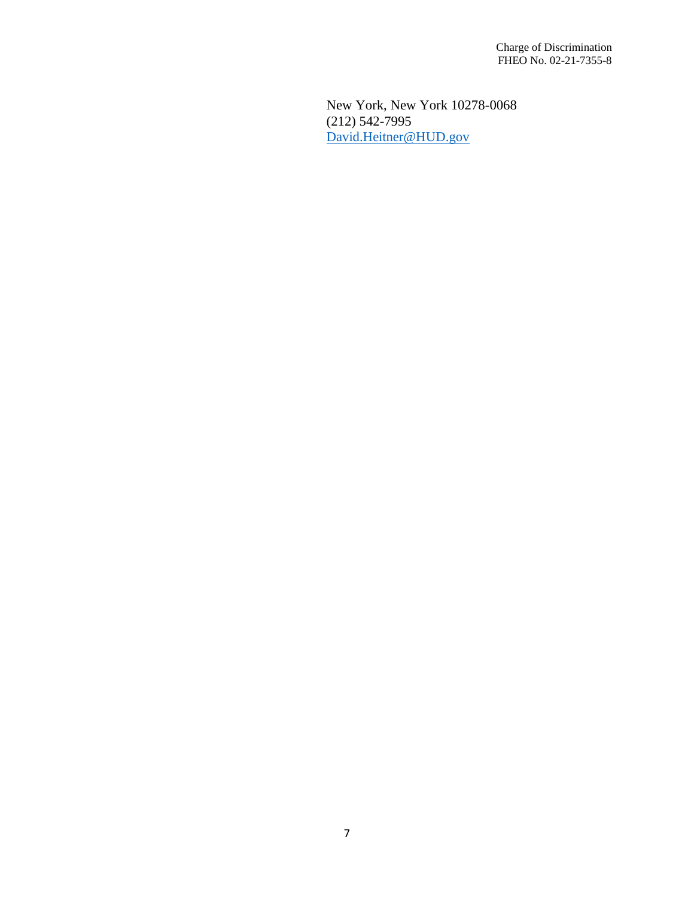New York, New York 10278-0068
(212) 542-7995
David.Heitner@HUD.gov